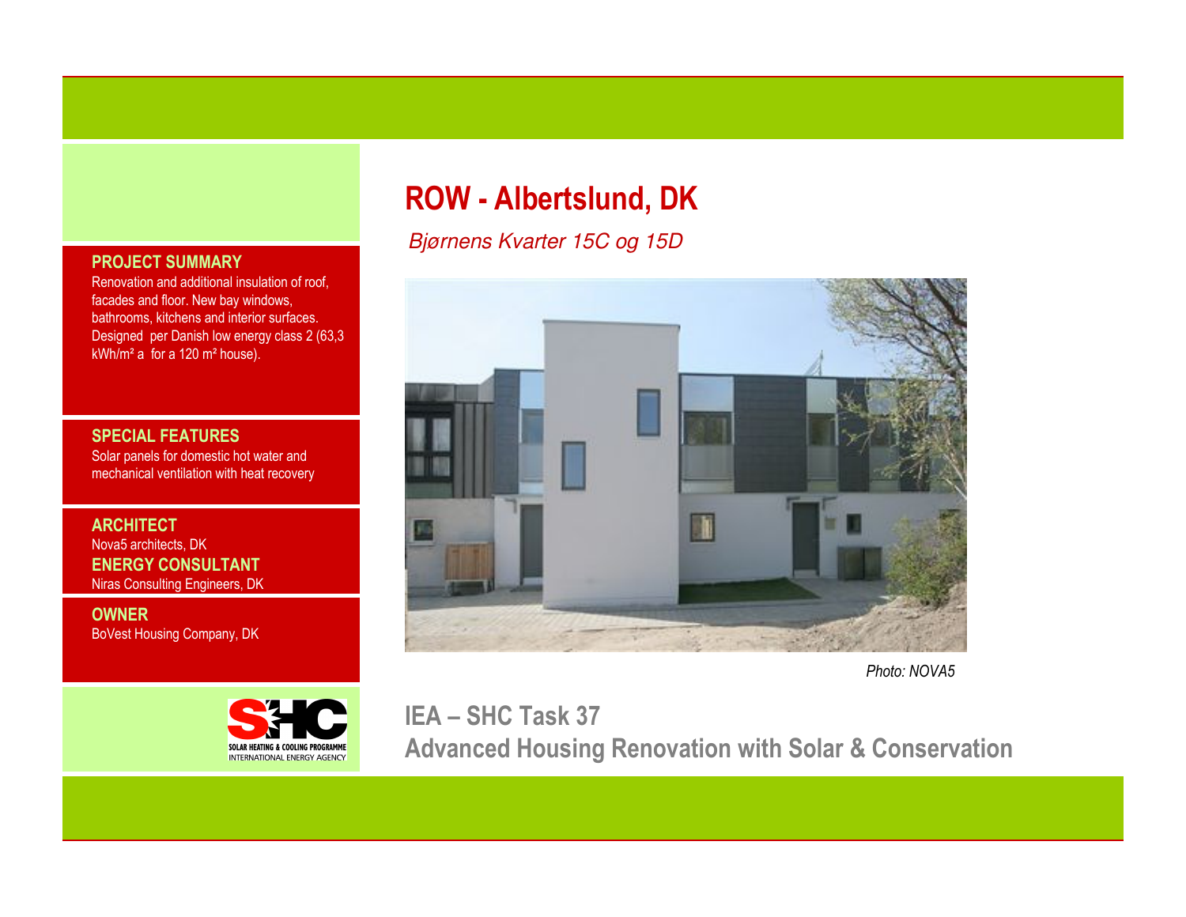# ROW - Albertslund, DK

*Bjørnens Kvarter 15C og 15D*

*Photo: NOVA5*

## PROJECT SUMMARY

Renovation and additional insulation of roof, facades and floor. New bay windows, bathrooms, kitchens and interior surfaces. Designed per Danish low energy class 2 (63,3 kWh/m² a for a 120 m² house).

## SPECIAL FEATURES

Solar panels for domestic hot water and mechanical ventilation with heat recovery

## ARCHITECT

Nova5 architects, DK

## ENERGY CONSULTANT

Niras Consulting Engineers, DK

## OWNER

BoVest Housing Company, DK

SOLAR HEATING & COOLING PROGRAMME
INTERNATIONAL ENERGY AGENCY

## IEA – SHC Task 37
## Advanced Housing Renovation with Solar & Conservation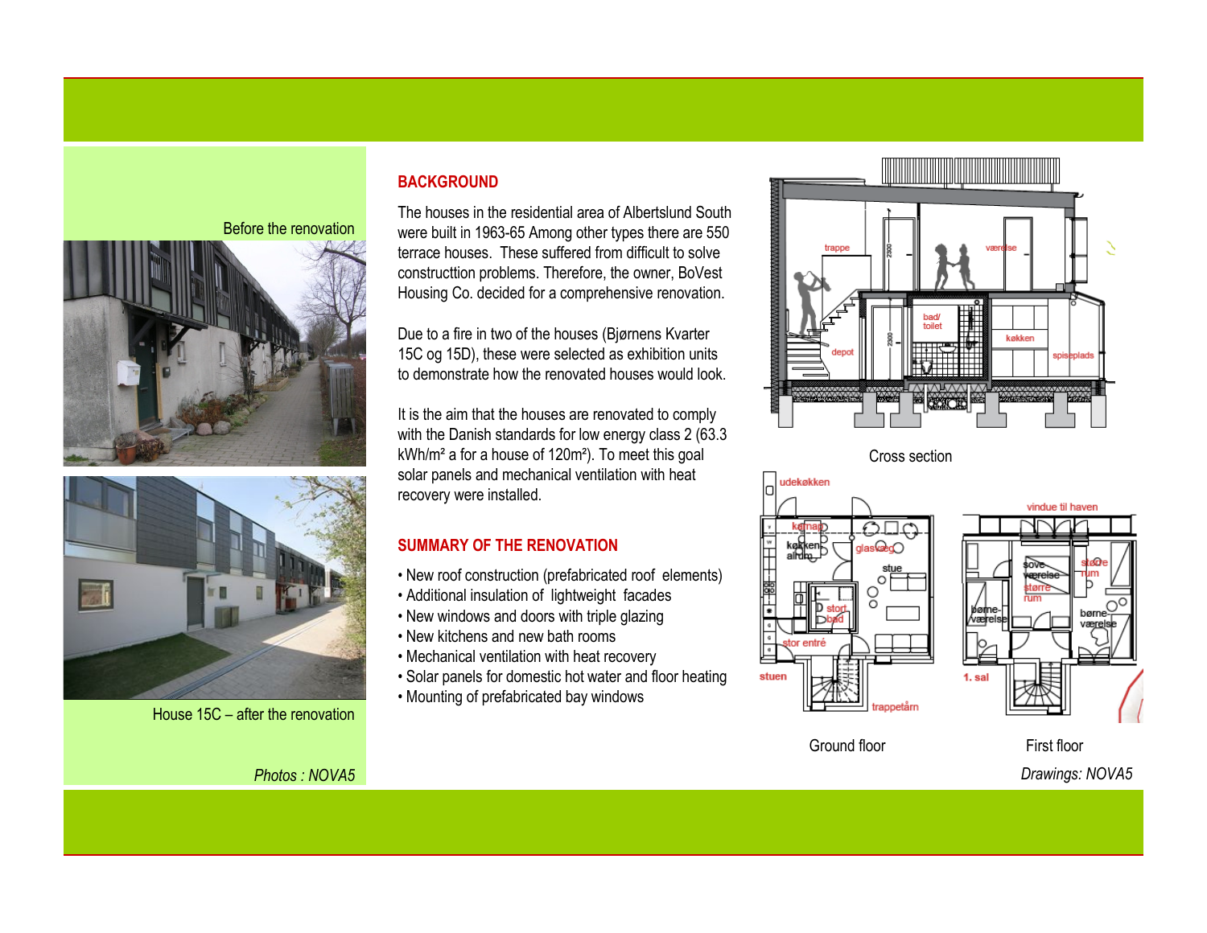Before the renovation

House 15C – after the renovation

*Photos : NOVA5*

## BACKGROUND

The houses in the residential area of Albertslund South were built in 1963-65 Among other types there are 550 terrace houses. These suffered from difficult to solve constructtion problems. Therefore, the owner, BoVest Housing Co. decided for a comprehensive renovation.

Due to a fire in two of the houses (Bjørnens Kvarter 15C og 15D), these were selected as exhibition units to demonstrate how the renovated houses would look.

It is the aim that the houses are renovated to comply with the Danish standards for low energy class 2 (63.3 kWh/m² a for a house of 120m²). To meet this goal solar panels and mechanical ventilation with heat recovery were installed.

## SUMMARY OF THE RENOVATION

- New roof construction (prefabricated roof elements)
- Additional insulation of lightweight facades
- New windows and doors with triple glazing
- New kitchens and new bath rooms
- Mechanical ventilation with heat recovery
- Solar panels for domestic hot water and floor heating
- Mounting of prefabricated bay windows

Cross section

Ground floor

First floor

*Drawings: NOVA5*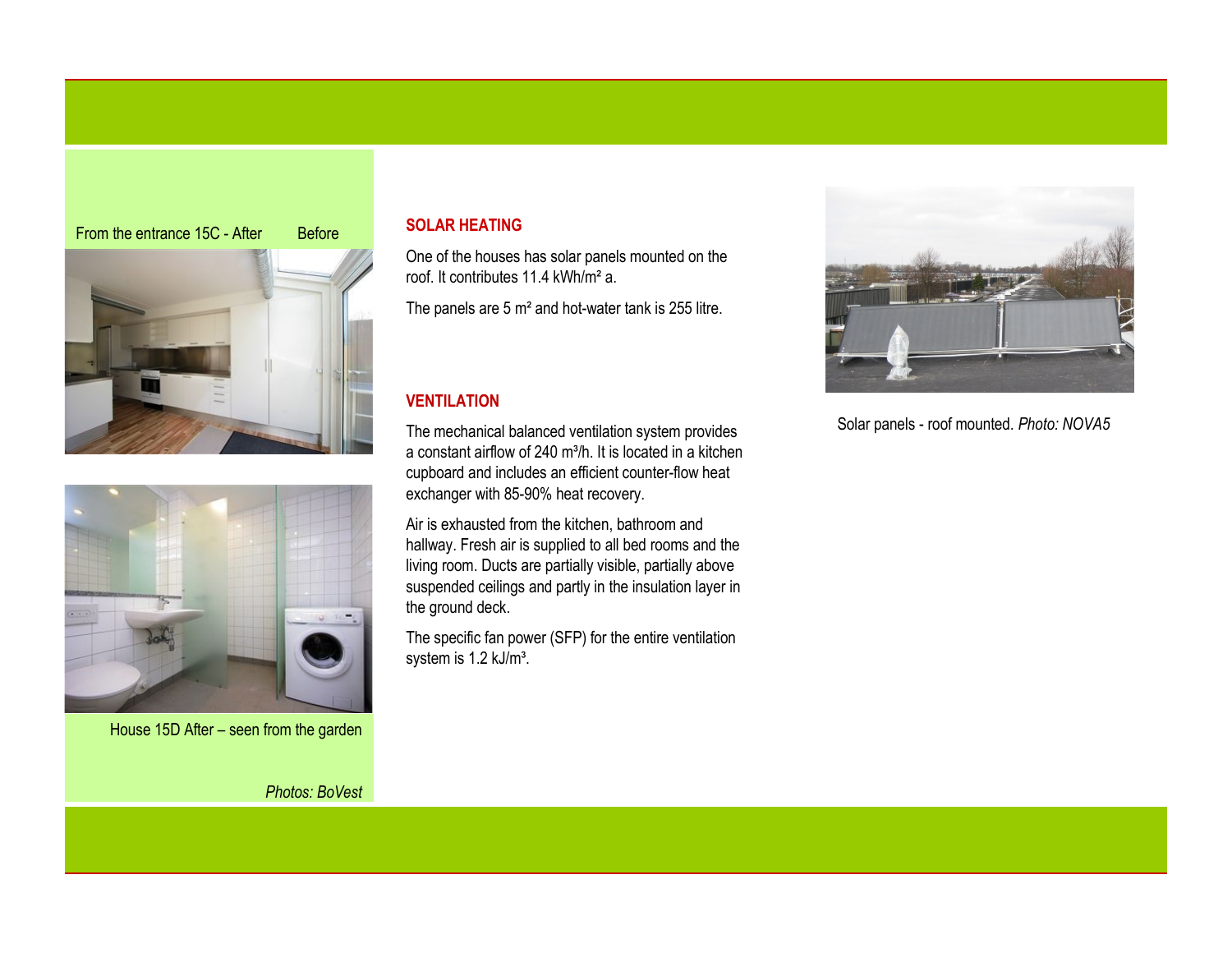From the entrance 15C - After        Before

House 15D After – seen from the garden

*Photos: BoVest*

## SOLAR HEATING

One of the houses has solar panels mounted on the roof. It contributes 11.4 kWh/m² a.

The panels are 5 m² and hot-water tank is 255 litre.

## VENTILATION

The mechanical balanced ventilation system provides a constant airflow of 240 m³/h. It is located in a kitchen cupboard and includes an efficient counter-flow heat exchanger with 85-90% heat recovery.

Air is exhausted from the kitchen, bathroom and hallway. Fresh air is supplied to all bed rooms and the living room. Ducts are partially visible, partially above suspended ceilings and partly in the insulation layer in the ground deck.

The specific fan power (SFP) for the entire ventilation system is 1.2 kJ/m³.

Solar panels - roof mounted. *Photo: NOVA5*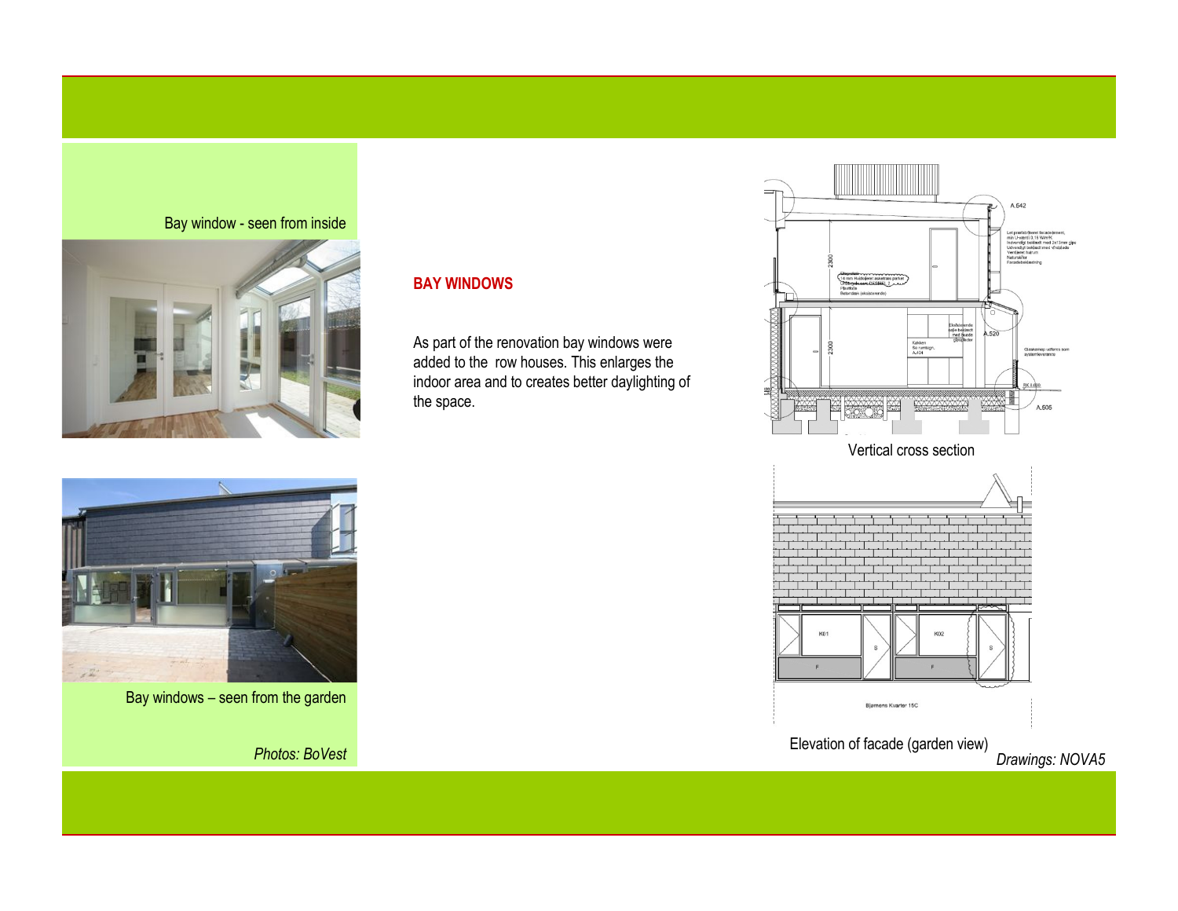## BAY WINDOWS

As part of the renovation bay windows were added to the row houses. This enlarges the indoor area and to creates better daylighting of the space.

Bay window - seen from inside

Bay windows – seen from the garden

*Photos: BoVest*

Vertical cross section

Elevation of facade (garden view)

*Drawings: NOVA5*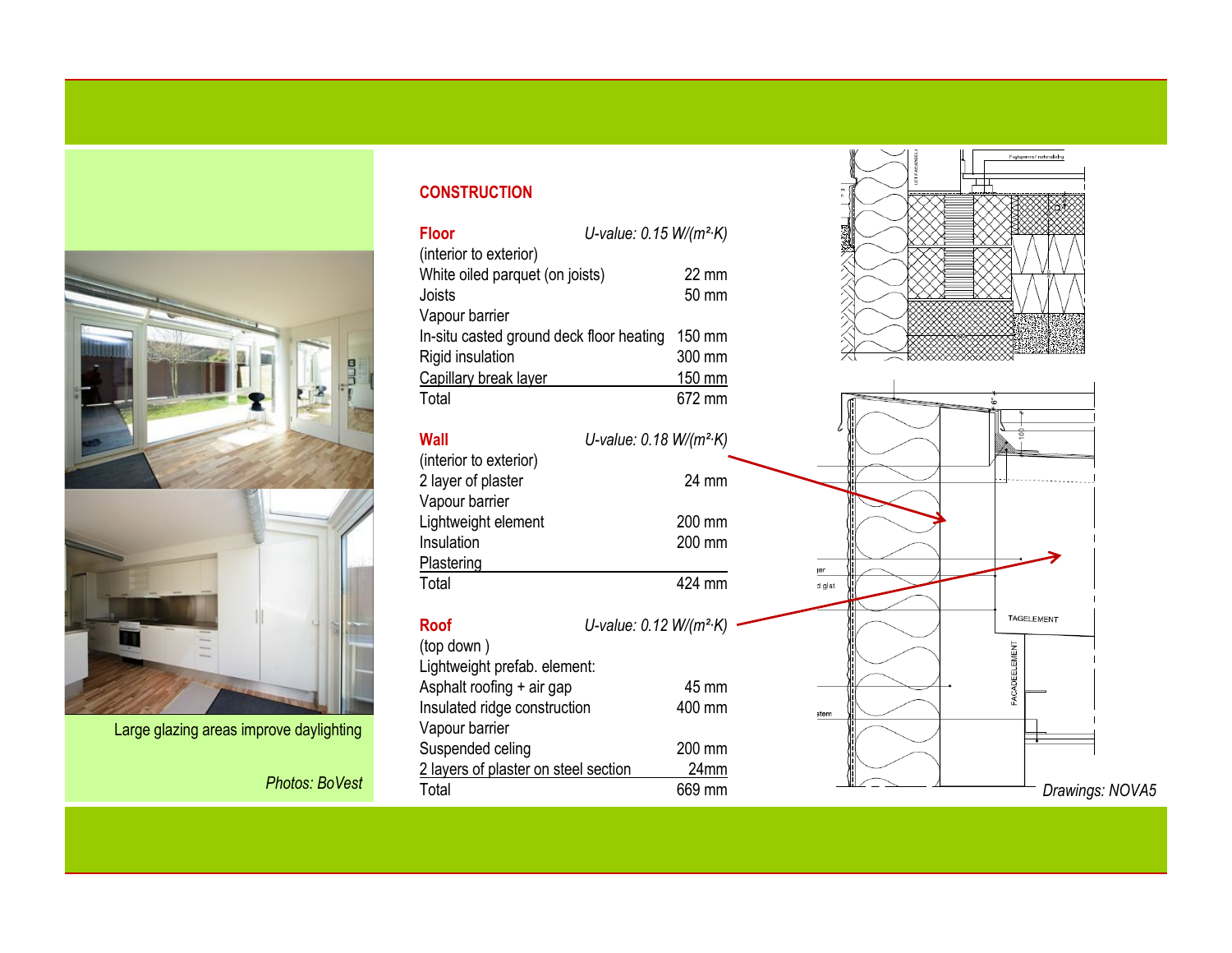## CONSTRUCTION

| **Floor** | *U-value: 0.15 W/(m²·K)* |
|---|---|
| (interior to exterior) | |
| White oiled parquet (on joists) | 22 mm |
| Joists | 50 mm |
| Vapour barrier | |
| In-situ casted ground deck floor heating | 150 mm |
| Rigid insulation | 300 mm |
| Capillary break layer | 150 mm |
| Total | 672 mm |

| **Wall** | *U-value: 0.18 W/(m²·K)* |
|---|---|
| (interior to exterior) | |
| 2 layer of plaster | 24 mm |
| Vapour barrier | |
| Lightweight element | 200 mm |
| Insulation | 200 mm |
| Plastering | |
| Total | 424 mm |

| **Roof** | *U-value: 0.12 W/(m²·K)* |
|---|---|
| (top down ) | |
| Lightweight prefab. element: | |
| Asphalt roofing + air gap | 45 mm |
| Insulated ridge construction | 400 mm |
| Vapour barrier | |
| Suspended celing | 200 mm |
| 2 layers of plaster on steel section | 24mm |
| Total | 669 mm |

Large glazing areas improve daylighting

*Photos: BoVest*

*Drawings: NOVA5*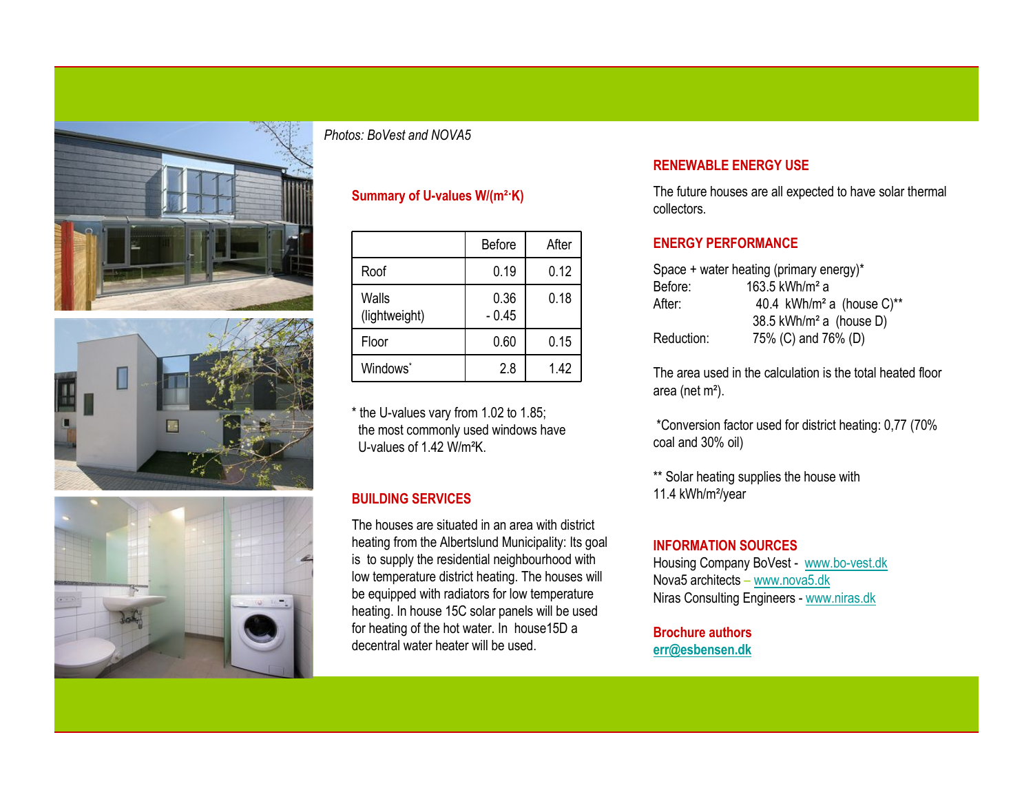*Photos: BoVest and NOVA5*

## Summary of U-values W/(m²·K)

| | Before | After |
|---|---|---|
| Roof | 0.19 | 0.12 |
| Walls (lightweight) | 0.36 - 0.45 | 0.18 |
| Floor | 0.60 | 0.15 |
| Windows* | 2.8 | 1.42 |

* the U-values vary from 1.02 to 1.85; the most commonly used windows have U-values of 1.42 W/m²K.

## BUILDING SERVICES

The houses are situated in an area with district heating from the Albertslund Municipality: Its goal is to supply the residential neighbourhood with low temperature district heating. The houses will be equipped with radiators for low temperature heating. In house 15C solar panels will be used for heating of the hot water. In house15D a decentral water heater will be used.

## RENEWABLE ENERGY USE

The future houses are all expected to have solar thermal collectors.

## ENERGY PERFORMANCE

Space + water heating (primary energy)*

Before: 163.5 kWh/m² a

After: 40.4 kWh/m² a (house C)**
38.5 kWh/m² a (house D)

Reduction: 75% (C) and 76% (D)

The area used in the calculation is the total heated floor area (net m²).

*Conversion factor used for district heating: 0,77 (70% coal and 30% oil)

** Solar heating supplies the house with 11.4 kWh/m²/year

## INFORMATION SOURCES

Housing Company BoVest - www.bo-vest.dk
Nova5 architects – www.nova5.dk
Niras Consulting Engineers - www.niras.dk

**Brochure authors**
**err@esbensen.dk**